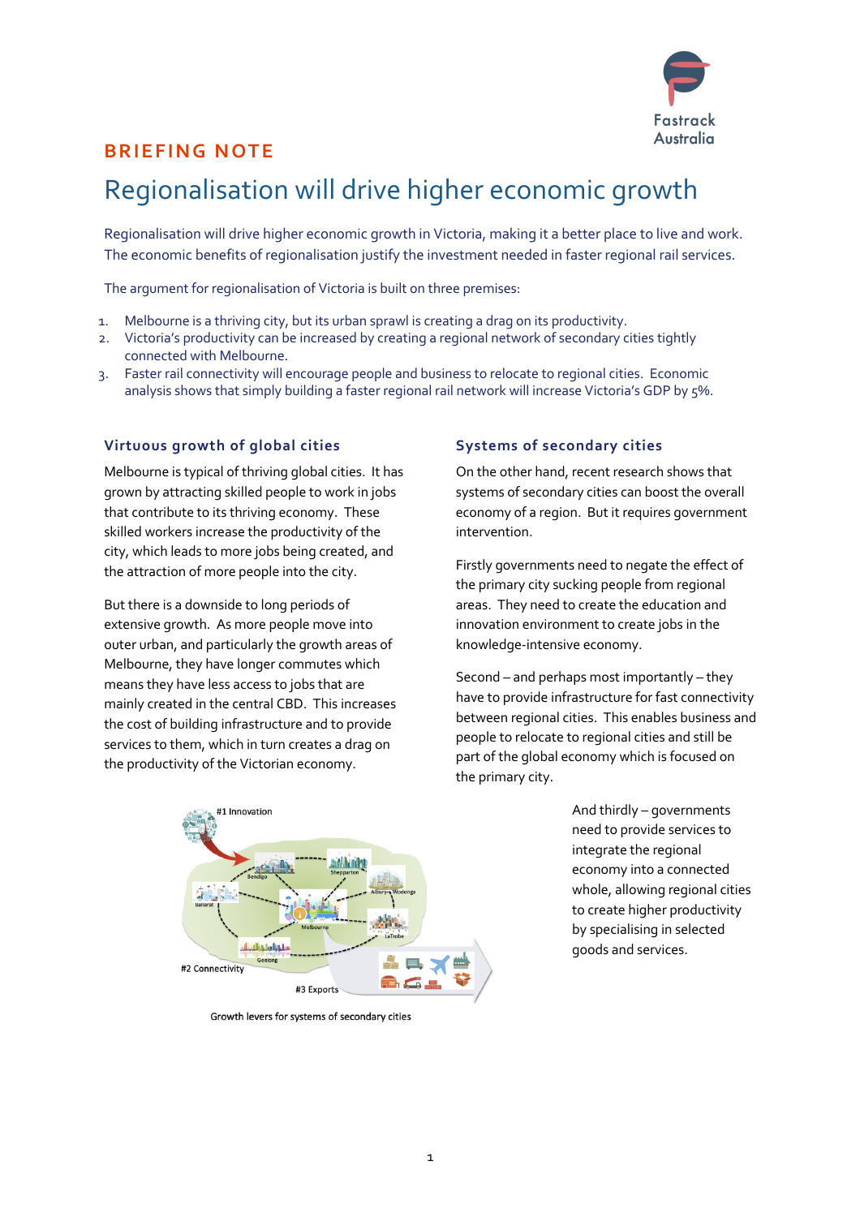BRIEFING NOTE

# Regionalisation will drive higher economic growth

Regionalisation will drive higher economic growth in Victoria, making it a better place to live and work. The economic benefits of regionalisation justify the investment needed in faster regional rail services.

The argument for regionalisation of Victoria is built on three premises:

1. Melbourne is a thriving city, but its urban sprawl is creating a drag on its productivity.
2. Victoria's productivity can be increased by creating a regional network of secondary cities tightly connected with Melbourne.
3. Faster rail connectivity will encourage people and business to relocate to regional cities. Economic analysis shows that simply building a faster regional rail network will increase Victoria's GDP by 5%.

## Virtuous growth of global cities

Melbourne is typical of thriving global cities. It has grown by attracting skilled people to work in jobs that contribute to its thriving economy. These skilled workers increase the productivity of the city, which leads to more jobs being created, and the attraction of more people into the city.

But there is a downside to long periods of extensive growth. As more people move into outer urban, and particularly the growth areas of Melbourne, they have longer commutes which means they have less access to jobs that are mainly created in the central CBD. This increases the cost of building infrastructure and to provide services to them, which in turn creates a drag on the productivity of the Victorian economy.

## Systems of secondary cities

On the other hand, recent research shows that systems of secondary cities can boost the overall economy of a region. But it requires government intervention.

Firstly governments need to negate the effect of the primary city sucking people from regional areas. They need to create the education and innovation environment to create jobs in the knowledge-intensive economy.

Second – and perhaps most importantly – they have to provide infrastructure for fast connectivity between regional cities. This enables business and people to relocate to regional cities and still be part of the global economy which is focused on the primary city.

And thirdly – governments need to provide services to integrate the regional economy into a connected whole, allowing regional cities to create higher productivity by specialising in selected goods and services.

Growth levers for systems of secondary cities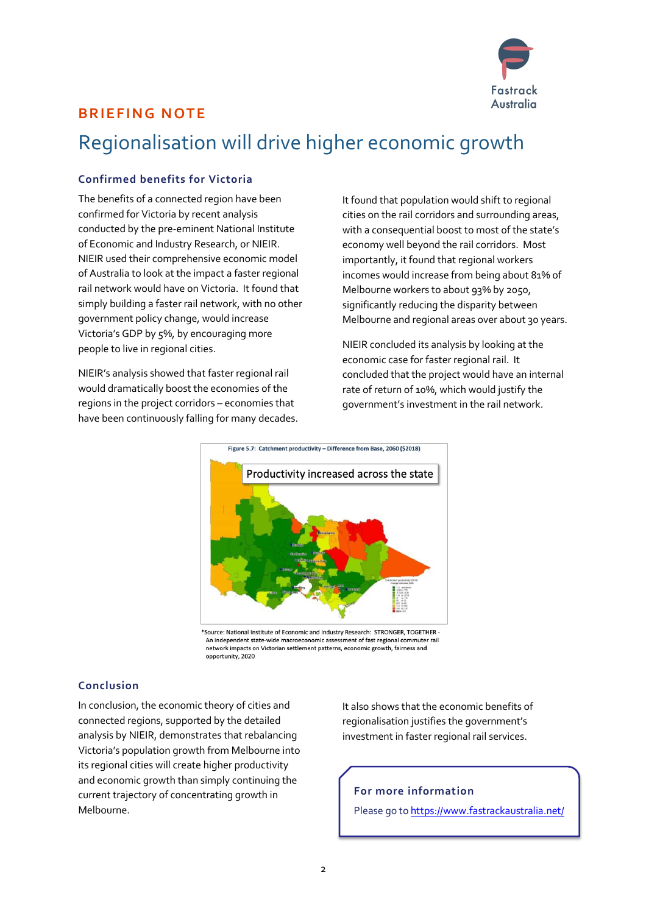## BRIEFING NOTE

# Regionalisation will drive higher economic growth

### Confirmed benefits for Victoria

The benefits of a connected region have been confirmed for Victoria by recent analysis conducted by the pre-eminent National Institute of Economic and Industry Research, or NIEIR. NIEIR used their comprehensive economic model of Australia to look at the impact a faster regional rail network would have on Victoria. It found that simply building a faster rail network, with no other government policy change, would increase Victoria's GDP by 5%, by encouraging more people to live in regional cities.

NIEIR's analysis showed that faster regional rail would dramatically boost the economies of the regions in the project corridors – economies that have been continuously falling for many decades.

It found that population would shift to regional cities on the rail corridors and surrounding areas, with a consequential boost to most of the state's economy well beyond the rail corridors. Most importantly, it found that regional workers incomes would increase from being about 81% of Melbourne workers to about 93% by 2050, significantly reducing the disparity between Melbourne and regional areas over about 30 years.

NIEIR concluded its analysis by looking at the economic case for faster regional rail. It concluded that the project would have an internal rate of return of 10%, which would justify the government's investment in the rail network.

Figure 5.7: Catchment productivity – Difference from Base, 2060 ($2018)

Productivity increased across the state

*Source: National Institute of Economic and Industry Research: STRONGER, TOGETHER - An independent state-wide macroeconomic assessment of fast regional commuter rail network impacts on Victorian settlement patterns, economic growth, fairness and opportunity, 2020

### Conclusion

In conclusion, the economic theory of cities and connected regions, supported by the detailed analysis by NIEIR, demonstrates that rebalancing Victoria's population growth from Melbourne into its regional cities will create higher productivity and economic growth than simply continuing the current trajectory of concentrating growth in Melbourne.

It also shows that the economic benefits of regionalisation justifies the government's investment in faster regional rail services.

**For more information**

Please go to https://www.fastrackaustralia.net/